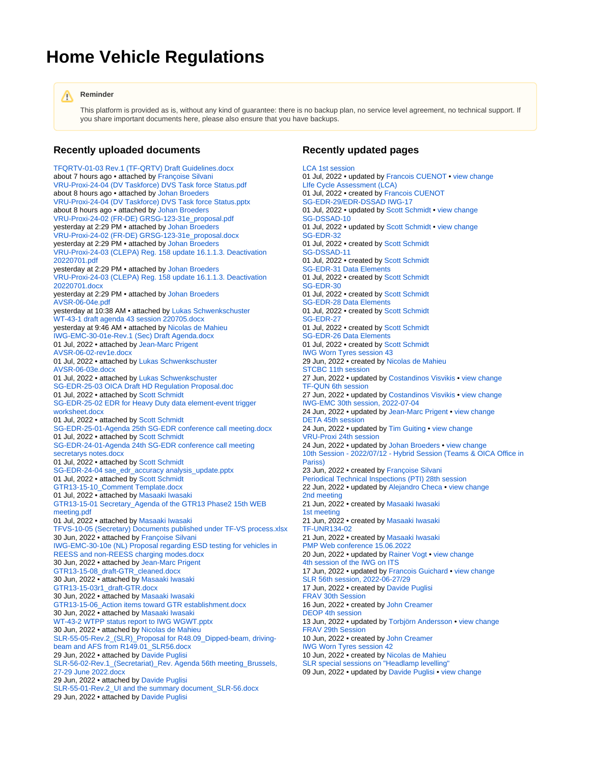# Home Vehicle Regulations

> **Reminder**
>
> This platform is provided as is, without any kind of guarantee: there is no backup plan, no service level agreement, no technical support. If you share important documents here, please also ensure that you have backups.

## Recently uploaded documents

TFQRTV-01-03 Rev.1 (TF-QRTV) Draft Guidelines.docx
about 7 hours ago • attached by Françoise Silvani

VRU-Proxi-24-04 (DV Taskforce) DVS Task force Status.pdf
about 8 hours ago • attached by Johan Broeders

VRU-Proxi-24-04 (DV Taskforce) DVS Task force Status.pptx
about 8 hours ago • attached by Johan Broeders

VRU-Proxi-24-02 (FR-DE) GRSG-123-31e_proposal.pdf
yesterday at 2:29 PM • attached by Johan Broeders

VRU-Proxi-24-02 (FR-DE) GRSG-123-31e_proposal.docx
yesterday at 2:29 PM • attached by Johan Broeders

VRU-Proxi-24-03 (CLEPA) Reg. 158 update 16.1.1.3. Deactivation 20220701.pdf
yesterday at 2:29 PM • attached by Johan Broeders

VRU-Proxi-24-03 (CLEPA) Reg. 158 update 16.1.1.3. Deactivation 20220701.docx
yesterday at 2:29 PM • attached by Johan Broeders

AVSR-06-04e.pdf
yesterday at 10:38 AM • attached by Lukas Schwenkschuster

WT-43-1 draft agenda 43 session 220705.docx
yesterday at 9:46 AM • attached by Nicolas de Mahieu

IWG-EMC-30-01e-Rev.1 (Sec) Draft Agenda.docx
01 Jul, 2022 • attached by Jean-Marc Prigent

AVSR-06-02-rev1e.docx
01 Jul, 2022 • attached by Lukas Schwenkschuster

AVSR-06-03e.docx
01 Jul, 2022 • attached by Lukas Schwenkschuster

SG-EDR-25-03 OICA Draft HD Regulation Proposal.doc
01 Jul, 2022 • attached by Scott Schmidt

SG-EDR-25-02 EDR for Heavy Duty data element-event trigger worksheet.docx
01 Jul, 2022 • attached by Scott Schmidt

SG-EDR-25-01-Agenda 25th SG-EDR conference call meeting.docx
01 Jul, 2022 • attached by Scott Schmidt

SG-EDR-24-01-Agenda 24th SG-EDR conference call meeting secretarys notes.docx
01 Jul, 2022 • attached by Scott Schmidt

SG-EDR-24-04 sae_edr_accuracy analysis_update.pptx
01 Jul, 2022 • attached by Scott Schmidt

GTR13-15-10_Comment Template.docx
01 Jul, 2022 • attached by Masaaki Iwasaki

GTR13-15-01 Secretary_Agenda of the GTR13 Phase2 15th WEB meeting.pdf
01 Jul, 2022 • attached by Masaaki Iwasaki

TFVS-10-05 (Secretary) Documents published under TF-VS process.xlsx
30 Jun, 2022 • attached by Françoise Silvani

IWG-EMC-30-10e (NL) Proposal regarding ESD testing for vehicles in REESS and non-REESS charging modes.docx
30 Jun, 2022 • attached by Jean-Marc Prigent

GTR13-15-08_draft-GTR_cleaned.docx
30 Jun, 2022 • attached by Masaaki Iwasaki

GTR13-15-03r1_draft-GTR.docx
30 Jun, 2022 • attached by Masaaki Iwasaki

GTR13-15-06_Action items toward GTR establishment.docx
30 Jun, 2022 • attached by Masaaki Iwasaki

WT-43-2 WTPP status report to IWG WGWT.pptx
30 Jun, 2022 • attached by Nicolas de Mahieu

SLR-55-05-Rev.2_(SLR)_Proposal for R48.09_Dipped-beam, driving-beam and AFS from R149.01_SLR56.docx
29 Jun, 2022 • attached by Davide Puglisi

SLR-56-02-Rev.1_(Secretariat)_Rev. Agenda 56th meeting_Brussels, 27-29 June 2022.docx
29 Jun, 2022 • attached by Davide Puglisi

SLR-55-01-Rev.2_UI and the summary document_SLR-56.docx
29 Jun, 2022 • attached by Davide Puglisi

## Recently updated pages

LCA 1st session
01 Jul, 2022 • updated by Francois CUENOT • view change

LIfe Cycle Assessment (LCA)
01 Jul, 2022 • created by Francois CUENOT

SG-EDR-29/EDR-DSSAD IWG-17
01 Jul, 2022 • updated by Scott Schmidt • view change

SG-DSSAD-10
01 Jul, 2022 • updated by Scott Schmidt • view change

SG-EDR-32
01 Jul, 2022 • created by Scott Schmidt

SG-DSSAD-11
01 Jul, 2022 • created by Scott Schmidt

SG-EDR-31 Data Elements
01 Jul, 2022 • created by Scott Schmidt

SG-EDR-30
01 Jul, 2022 • created by Scott Schmidt

SG-EDR-28 Data Elements
01 Jul, 2022 • created by Scott Schmidt

SG-EDR-27
01 Jul, 2022 • created by Scott Schmidt

SG-EDR-26 Data Elements
01 Jul, 2022 • created by Scott Schmidt

IWG Worn Tyres session 43
29 Jun, 2022 • created by Nicolas de Mahieu

STCBC 11th session
27 Jun, 2022 • updated by Costandinos Visvikis • view change

TF-QUN 6th session
27 Jun, 2022 • updated by Costandinos Visvikis • view change

IWG-EMC 30th session, 2022-07-04
24 Jun, 2022 • updated by Jean-Marc Prigent • view change

DETA 45th session
24 Jun, 2022 • updated by Tim Guiting • view change

VRU-Proxi 24th session
24 Jun, 2022 • updated by Johan Broeders • view change

10th Session - 2022/07/12 - Hybrid Session (Teams & OICA Office in Pariss)
23 Jun, 2022 • created by Françoise Silvani

Periodical Technical Inspections (PTI) 28th session
22 Jun, 2022 • updated by Alejandro Checa • view change

2nd meeting
21 Jun, 2022 • created by Masaaki Iwasaki

1st meeting
21 Jun, 2022 • created by Masaaki Iwasaki

TF-UNR134-02
21 Jun, 2022 • created by Masaaki Iwasaki

PMP Web conference 15.06.2022
20 Jun, 2022 • updated by Rainer Vogt • view change

4th session of the IWG on ITS
17 Jun, 2022 • updated by Francois Guichard • view change

SLR 56th session, 2022-06-27/29
17 Jun, 2022 • created by Davide Puglisi

FRAV 30th Session
16 Jun, 2022 • created by John Creamer

DEOP 4th session
13 Jun, 2022 • updated by Torbjörn Andersson • view change

FRAV 29th Session
10 Jun, 2022 • created by John Creamer

IWG Worn Tyres session 42
10 Jun, 2022 • created by Nicolas de Mahieu

SLR special sessions on "Headlamp levelling"
09 Jun, 2022 • updated by Davide Puglisi • view change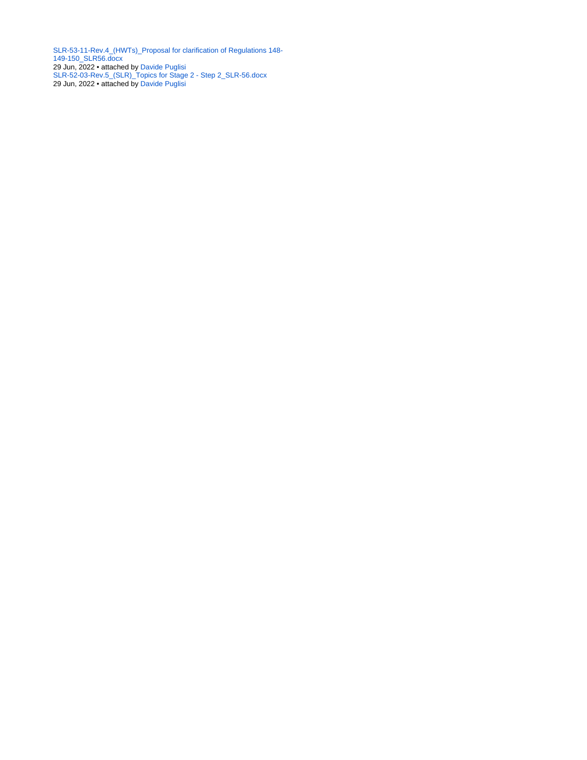SLR-53-11-Rev.4_(HWTs)_Proposal for clarification of Regulations 148-149-150_SLR56.docx
29 Jun, 2022 • attached by Davide Puglisi
SLR-52-03-Rev.5_(SLR)_Topics for Stage 2 - Step 2_SLR-56.docx
29 Jun, 2022 • attached by Davide Puglisi